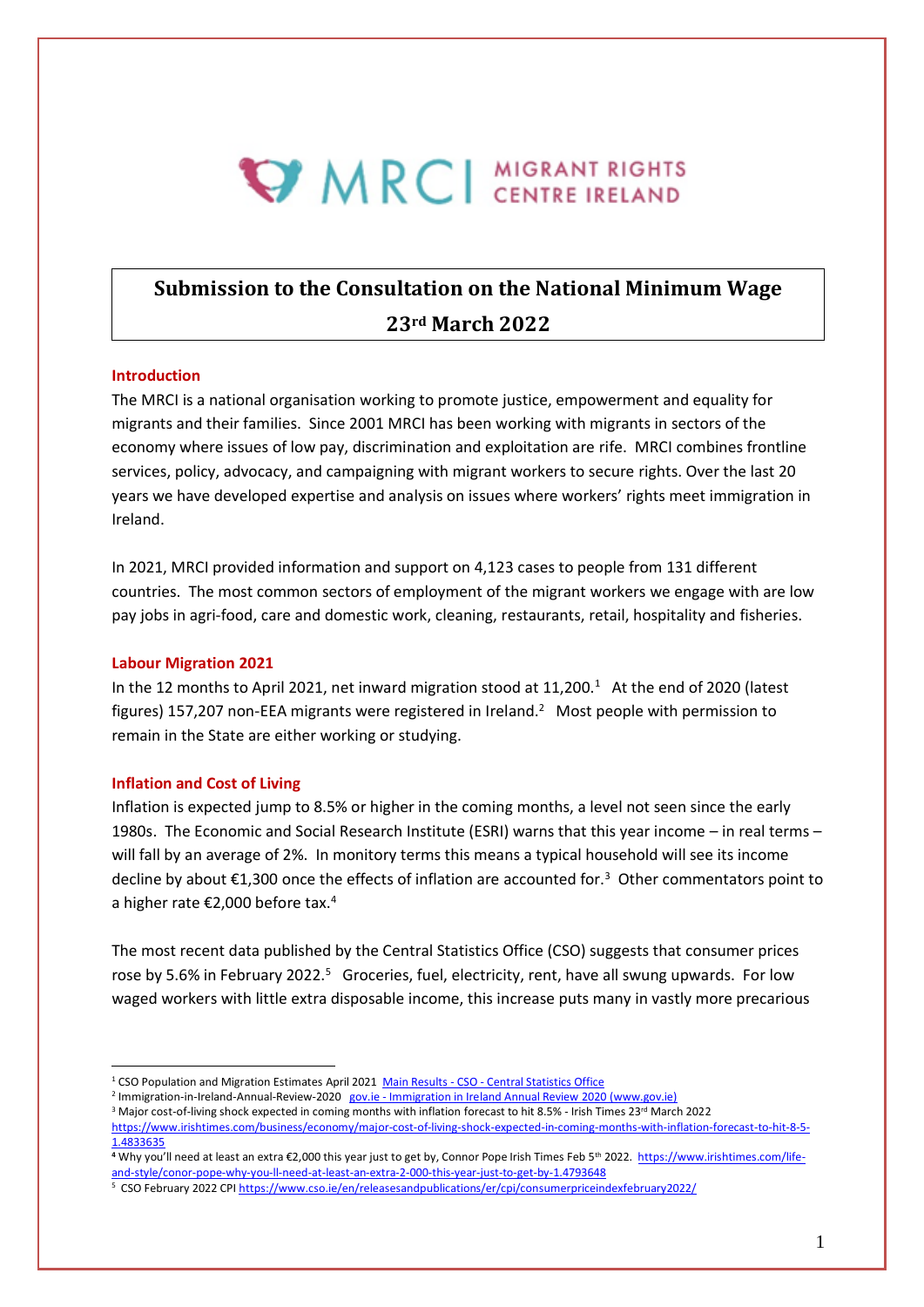MRCI MIGRANT RIGHTS CENTRE IRELAND

# Submission to the Consultation on the National Minimum Wage 23rd March 2022

## Introduction

The MRCI is a national organisation working to promote justice, empowerment and equality for migrants and their families. Since 2001 MRCI has been working with migrants in sectors of the economy where issues of low pay, discrimination and exploitation are rife. MRCI combines frontline services, policy, advocacy, and campaigning with migrant workers to secure rights. Over the last 20 years we have developed expertise and analysis on issues where workers' rights meet immigration in Ireland.

In 2021, MRCI provided information and support on 4,123 cases to people from 131 different countries. The most common sectors of employment of the migrant workers we engage with are low pay jobs in agri-food, care and domestic work, cleaning, restaurants, retail, hospitality and fisheries.

## Labour Migration 2021

In the 12 months to April 2021, net inward migration stood at 11,200.[1] At the end of 2020 (latest figures) 157,207 non-EEA migrants were registered in Ireland.[2] Most people with permission to remain in the State are either working or studying.

## Inflation and Cost of Living

Inflation is expected jump to 8.5% or higher in the coming months, a level not seen since the early 1980s. The Economic and Social Research Institute (ESRI) warns that this year income – in real terms – will fall by an average of 2%. In monitory terms this means a typical household will see its income decline by about €1,300 once the effects of inflation are accounted for.[3] Other commentators point to a higher rate €2,000 before tax.[4]

The most recent data published by the Central Statistics Office (CSO) suggests that consumer prices rose by 5.6% in February 2022.[5] Groceries, fuel, electricity, rent, have all swung upwards. For low waged workers with little extra disposable income, this increase puts many in vastly more precarious

---

[1] CSO Population and Migration Estimates April 2021 Main Results - CSO - Central Statistics Office

[2] Immigration-in-Ireland-Annual-Review-2020 gov.ie - Immigration in Ireland Annual Review 2020 (www.gov.ie)

[3] Major cost-of-living shock expected in coming months with inflation forecast to hit 8.5% - Irish Times 23rd March 2022 https://www.irishtimes.com/business/economy/major-cost-of-living-shock-expected-in-coming-months-with-inflation-forecast-to-hit-8-5-1.4833635

[4] Why you'll need at least an extra €2,000 this year just to get by, Connor Pope Irish Times Feb 5th 2022. https://www.irishtimes.com/life-and-style/conor-pope-why-you-ll-need-at-least-an-extra-2-000-this-year-just-to-get-by-1.4793648

[5] CSO February 2022 CPI https://www.cso.ie/en/releasesandpublications/er/cpi/consumerpriceindexfebruary2022/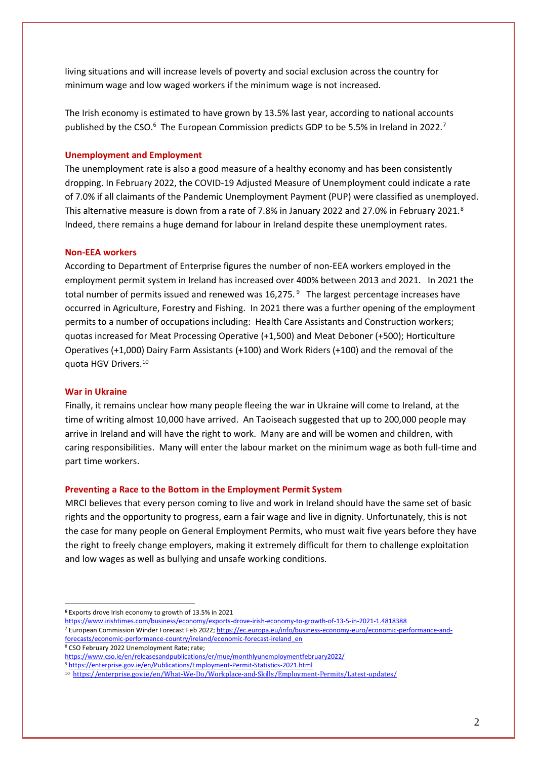living situations and will increase levels of poverty and social exclusion across the country for minimum wage and low waged workers if the minimum wage is not increased.

The Irish economy is estimated to have grown by 13.5% last year, according to national accounts published by the CSO.[6] The European Commission predicts GDP to be 5.5% in Ireland in 2022.[7]

### Unemployment and Employment

The unemployment rate is also a good measure of a healthy economy and has been consistently dropping. In February 2022, the COVID-19 Adjusted Measure of Unemployment could indicate a rate of 7.0% if all claimants of the Pandemic Unemployment Payment (PUP) were classified as unemployed. This alternative measure is down from a rate of 7.8% in January 2022 and 27.0% in February 2021.[8] Indeed, there remains a huge demand for labour in Ireland despite these unemployment rates.

### Non-EEA workers

According to Department of Enterprise figures the number of non-EEA workers employed in the employment permit system in Ireland has increased over 400% between 2013 and 2021. In 2021 the total number of permits issued and renewed was 16,275.[9] The largest percentage increases have occurred in Agriculture, Forestry and Fishing. In 2021 there was a further opening of the employment permits to a number of occupations including: Health Care Assistants and Construction workers; quotas increased for Meat Processing Operative (+1,500) and Meat Deboner (+500); Horticulture Operatives (+1,000) Dairy Farm Assistants (+100) and Work Riders (+100) and the removal of the quota HGV Drivers.[10]

### War in Ukraine

Finally, it remains unclear how many people fleeing the war in Ukraine will come to Ireland, at the time of writing almost 10,000 have arrived. An Taoiseach suggested that up to 200,000 people may arrive in Ireland and will have the right to work. Many are and will be women and children, with caring responsibilities. Many will enter the labour market on the minimum wage as both full-time and part time workers.

### Preventing a Race to the Bottom in the Employment Permit System

MRCI believes that every person coming to live and work in Ireland should have the same set of basic rights and the opportunity to progress, earn a fair wage and live in dignity. Unfortunately, this is not the case for many people on General Employment Permits, who must wait five years before they have the right to freely change employers, making it extremely difficult for them to challenge exploitation and low wages as well as bullying and unsafe working conditions.

---

[6] Exports drove Irish economy to growth of 13.5% in 2021 https://www.irishtimes.com/business/economy/exports-drove-irish-economy-to-growth-of-13-5-in-2021-1.4818388

[7] European Commission Winder Forecast Feb 2022; https://ec.europa.eu/info/business-economy-euro/economic-performance-and-forecasts/economic-performance-country/ireland/economic-forecast-ireland_en

[8] CSO February 2022 Unemployment Rate; rate; https://www.cso.ie/en/releasesandpublications/er/mue/monthlyunemploymentfebruary2022/

[9] https://enterprise.gov.ie/en/Publications/Employment-Permit-Statistics-2021.html

[10] https://enterprise.gov.ie/en/What-We-Do/Workplace-and-Skills/Employment-Permits/Latest-updates/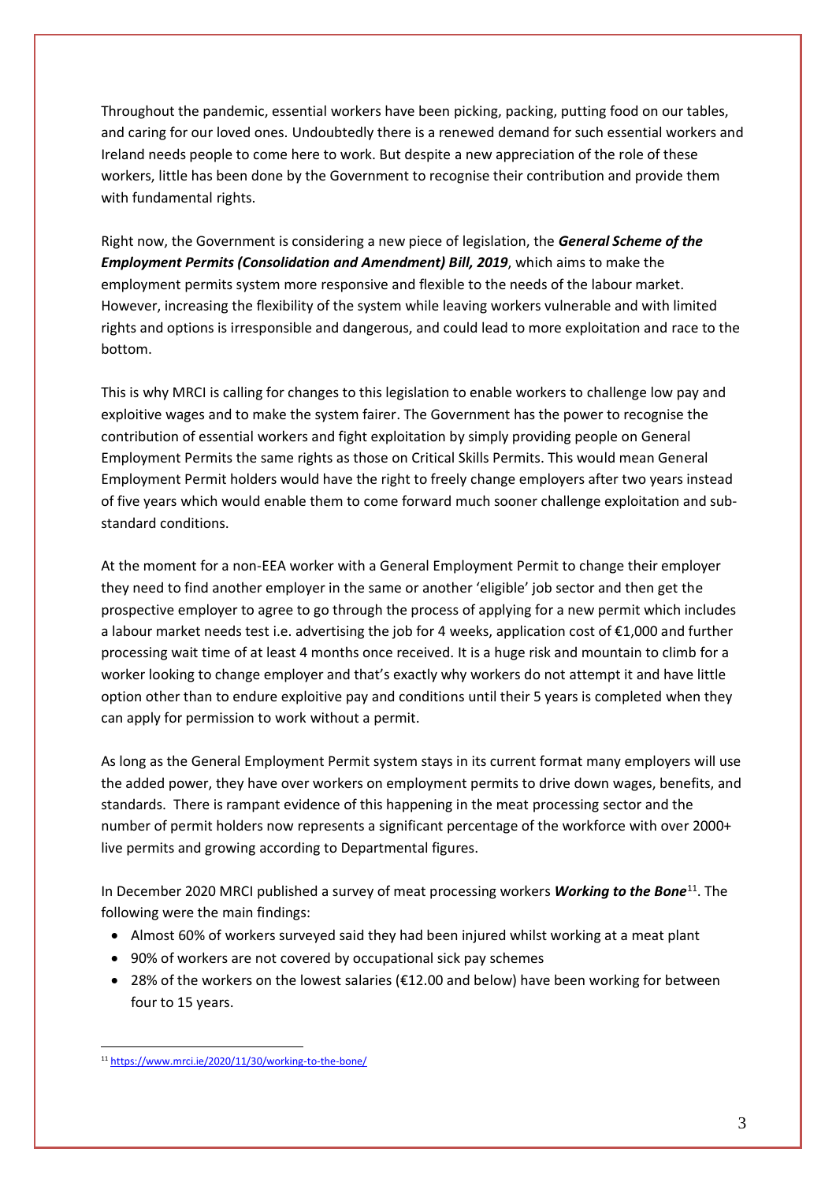Throughout the pandemic, essential workers have been picking, packing, putting food on our tables, and caring for our loved ones. Undoubtedly there is a renewed demand for such essential workers and Ireland needs people to come here to work. But despite a new appreciation of the role of these workers, little has been done by the Government to recognise their contribution and provide them with fundamental rights.

Right now, the Government is considering a new piece of legislation, the ***General Scheme of the Employment Permits (Consolidation and Amendment) Bill, 2019***, which aims to make the employment permits system more responsive and flexible to the needs of the labour market. However, increasing the flexibility of the system while leaving workers vulnerable and with limited rights and options is irresponsible and dangerous, and could lead to more exploitation and race to the bottom.

This is why MRCI is calling for changes to this legislation to enable workers to challenge low pay and exploitive wages and to make the system fairer. The Government has the power to recognise the contribution of essential workers and fight exploitation by simply providing people on General Employment Permits the same rights as those on Critical Skills Permits. This would mean General Employment Permit holders would have the right to freely change employers after two years instead of five years which would enable them to come forward much sooner challenge exploitation and sub-standard conditions.

At the moment for a non-EEA worker with a General Employment Permit to change their employer they need to find another employer in the same or another 'eligible' job sector and then get the prospective employer to agree to go through the process of applying for a new permit which includes a labour market needs test i.e. advertising the job for 4 weeks, application cost of €1,000 and further processing wait time of at least 4 months once received. It is a huge risk and mountain to climb for a worker looking to change employer and that's exactly why workers do not attempt it and have little option other than to endure exploitive pay and conditions until their 5 years is completed when they can apply for permission to work without a permit.

As long as the General Employment Permit system stays in its current format many employers will use the added power, they have over workers on employment permits to drive down wages, benefits, and standards. There is rampant evidence of this happening in the meat processing sector and the number of permit holders now represents a significant percentage of the workforce with over 2000+ live permits and growing according to Departmental figures.

In December 2020 MRCI published a survey of meat processing workers ***Working to the Bone***[11]. The following were the main findings:

- Almost 60% of workers surveyed said they had been injured whilst working at a meat plant
- 90% of workers are not covered by occupational sick pay schemes
- 28% of the workers on the lowest salaries (€12.00 and below) have been working for between four to 15 years.

[11] https://www.mrci.ie/2020/11/30/working-to-the-bone/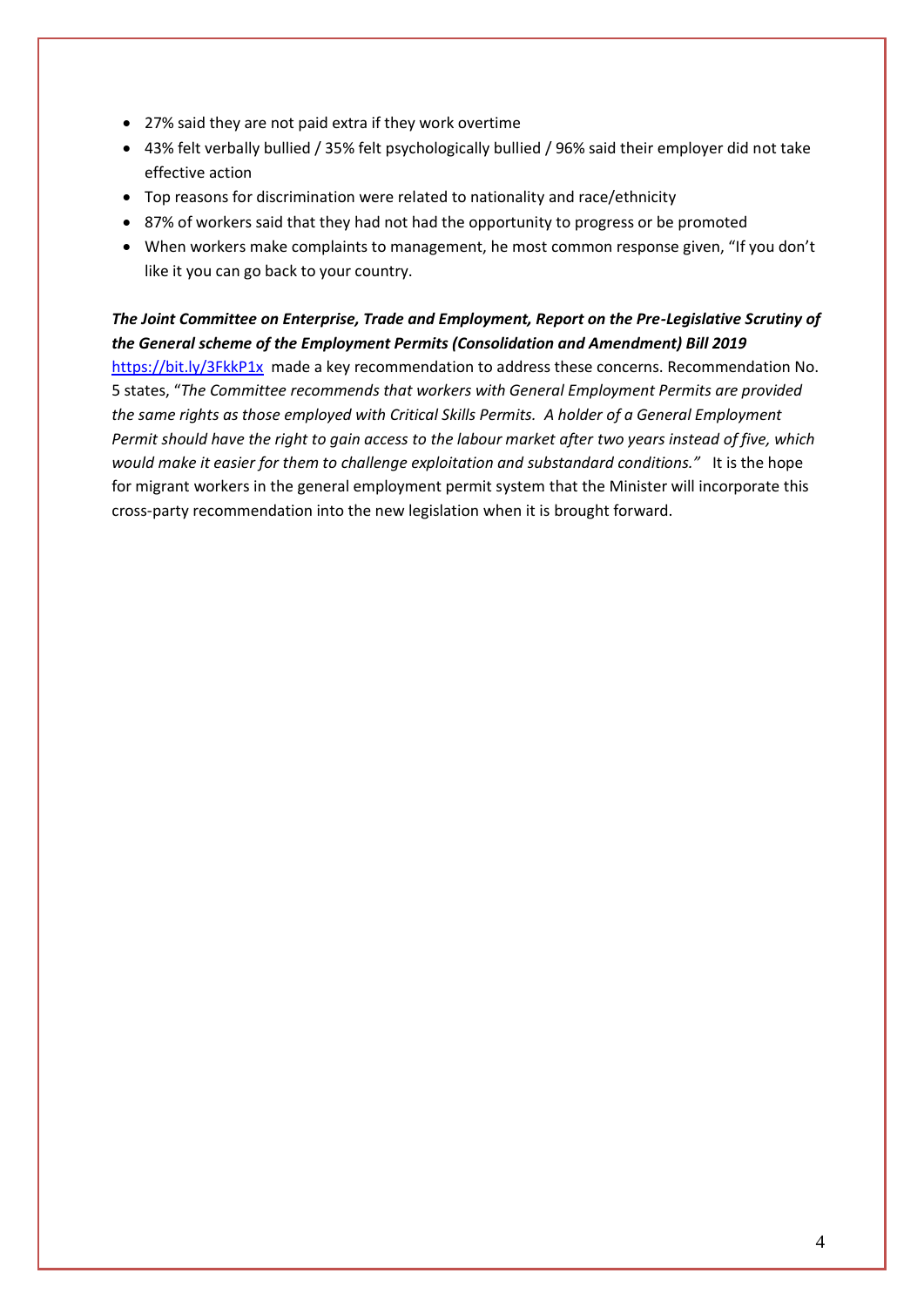- 27% said they are not paid extra if they work overtime
- 43% felt verbally bullied / 35% felt psychologically bullied / 96% said their employer did not take effective action
- Top reasons for discrimination were related to nationality and race/ethnicity
- 87% of workers said that they had not had the opportunity to progress or be promoted
- When workers make complaints to management, he most common response given, "If you don't like it you can go back to your country.

***The Joint Committee on Enterprise, Trade and Employment, Report on the Pre-Legislative Scrutiny of the General scheme of the Employment Permits (Consolidation and Amendment) Bill 2019*** https://bit.ly/3FkkP1x made a key recommendation to address these concerns. Recommendation No. 5 states, "*The Committee recommends that workers with General Employment Permits are provided the same rights as those employed with Critical Skills Permits. A holder of a General Employment Permit should have the right to gain access to the labour market after two years instead of five, which would make it easier for them to challenge exploitation and substandard conditions."* It is the hope for migrant workers in the general employment permit system that the Minister will incorporate this cross-party recommendation into the new legislation when it is brought forward.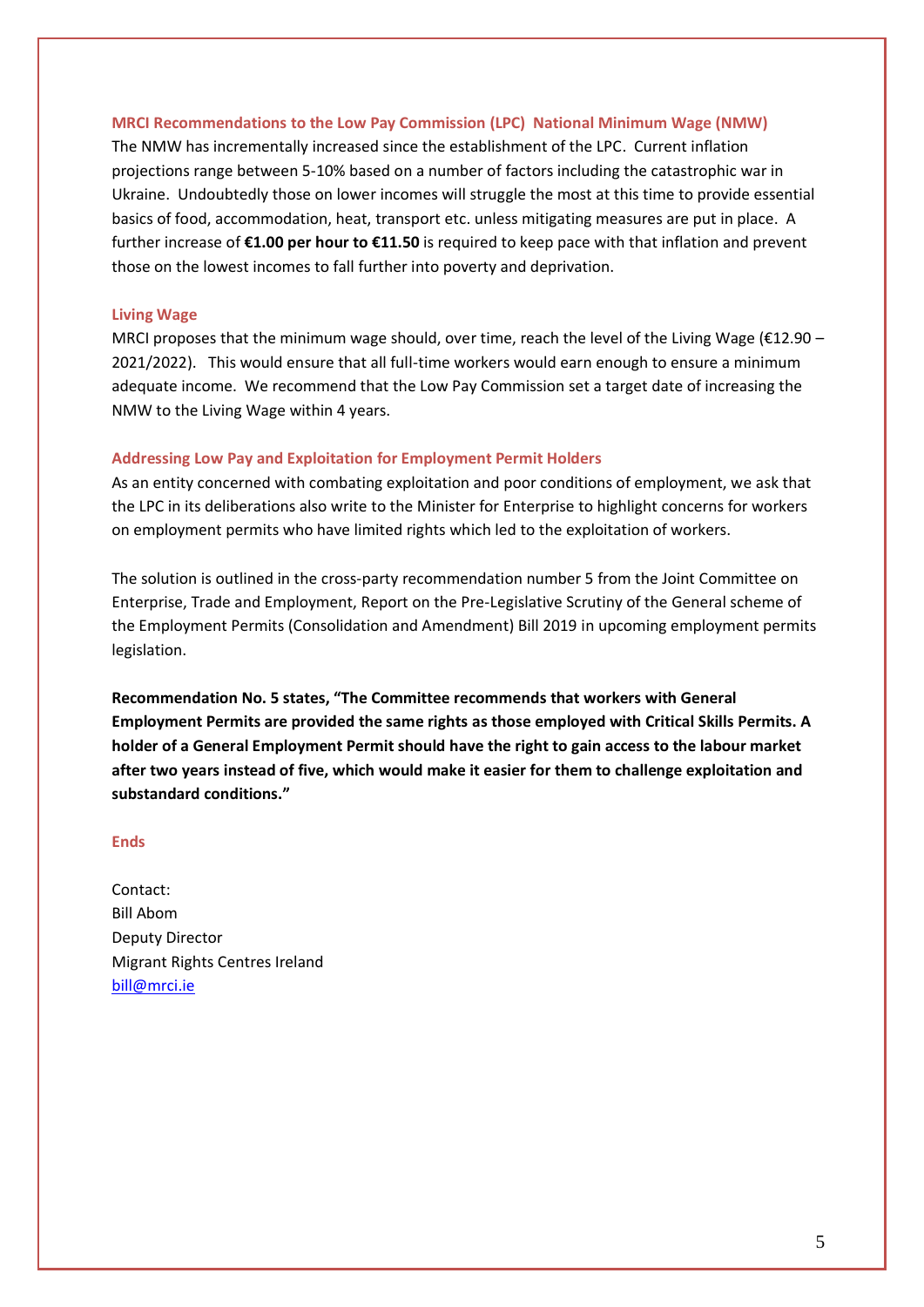### MRCI Recommendations to the Low Pay Commission (LPC) National Minimum Wage (NMW)

The NMW has incrementally increased since the establishment of the LPC. Current inflation projections range between 5-10% based on a number of factors including the catastrophic war in Ukraine. Undoubtedly those on lower incomes will struggle the most at this time to provide essential basics of food, accommodation, heat, transport etc. unless mitigating measures are put in place. A further increase of **€1.00 per hour to €11.50** is required to keep pace with that inflation and prevent those on the lowest incomes to fall further into poverty and deprivation.

### Living Wage

MRCI proposes that the minimum wage should, over time, reach the level of the Living Wage (€12.90 – 2021/2022). This would ensure that all full-time workers would earn enough to ensure a minimum adequate income. We recommend that the Low Pay Commission set a target date of increasing the NMW to the Living Wage within 4 years.

### Addressing Low Pay and Exploitation for Employment Permit Holders

As an entity concerned with combating exploitation and poor conditions of employment, we ask that the LPC in its deliberations also write to the Minister for Enterprise to highlight concerns for workers on employment permits who have limited rights which led to the exploitation of workers.

The solution is outlined in the cross-party recommendation number 5 from the Joint Committee on Enterprise, Trade and Employment, Report on the Pre-Legislative Scrutiny of the General scheme of the Employment Permits (Consolidation and Amendment) Bill 2019 in upcoming employment permits legislation.

**Recommendation No. 5 states, "The Committee recommends that workers with General Employment Permits are provided the same rights as those employed with Critical Skills Permits. A holder of a General Employment Permit should have the right to gain access to the labour market after two years instead of five, which would make it easier for them to challenge exploitation and substandard conditions."**

### Ends

Contact:
Bill Abom
Deputy Director
Migrant Rights Centres Ireland
bill@mrci.ie